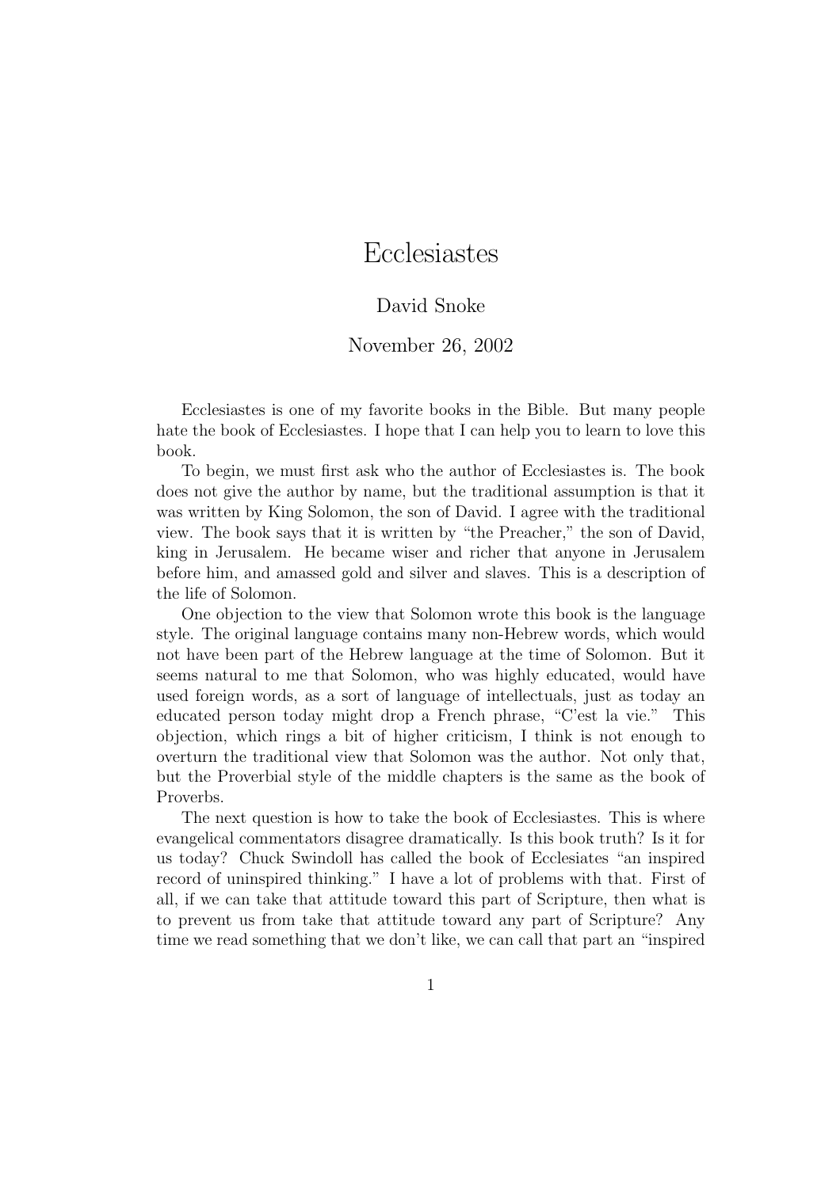# Ecclesiastes

David Snoke

November 26, 2002

Ecclesiastes is one of my favorite books in the Bible. But many people hate the book of Ecclesiastes. I hope that I can help you to learn to love this book.

To begin, we must first ask who the author of Ecclesiastes is. The book does not give the author by name, but the traditional assumption is that it was written by King Solomon, the son of David. I agree with the traditional view. The book says that it is written by "the Preacher," the son of David, king in Jerusalem. He became wiser and richer that anyone in Jerusalem before him, and amassed gold and silver and slaves. This is a description of the life of Solomon.

One objection to the view that Solomon wrote this book is the language style. The original language contains many non-Hebrew words, which would not have been part of the Hebrew language at the time of Solomon. But it seems natural to me that Solomon, who was highly educated, would have used foreign words, as a sort of language of intellectuals, just as today an educated person today might drop a French phrase, "C'est la vie." This objection, which rings a bit of higher criticism, I think is not enough to overturn the traditional view that Solomon was the author. Not only that, but the Proverbial style of the middle chapters is the same as the book of Proverbs.

The next question is how to take the book of Ecclesiastes. This is where evangelical commentators disagree dramatically. Is this book truth? Is it for us today? Chuck Swindoll has called the book of Ecclesiates "an inspired record of uninspired thinking." I have a lot of problems with that. First of all, if we can take that attitude toward this part of Scripture, then what is to prevent us from take that attitude toward any part of Scripture? Any time we read something that we don't like, we can call that part an "inspired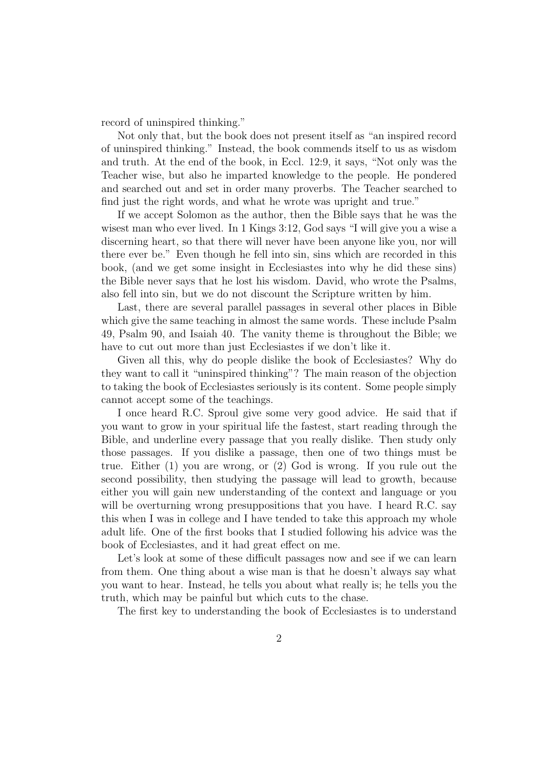record of uninspired thinking."

Not only that, but the book does not present itself as "an inspired record of uninspired thinking." Instead, the book commends itself to us as wisdom and truth. At the end of the book, in Eccl. 12:9, it says, "Not only was the Teacher wise, but also he imparted knowledge to the people. He pondered and searched out and set in order many proverbs. The Teacher searched to find just the right words, and what he wrote was upright and true."

If we accept Solomon as the author, then the Bible says that he was the wisest man who ever lived. In 1 Kings 3:12, God says "I will give you a wise a discerning heart, so that there will never have been anyone like you, nor will there ever be." Even though he fell into sin, sins which are recorded in this book, (and we get some insight in Ecclesiastes into why he did these sins) the Bible never says that he lost his wisdom. David, who wrote the Psalms, also fell into sin, but we do not discount the Scripture written by him.

Last, there are several parallel passages in several other places in Bible which give the same teaching in almost the same words. These include Psalm 49, Psalm 90, and Isaiah 40. The vanity theme is throughout the Bible; we have to cut out more than just Ecclesiastes if we don't like it.

Given all this, why do people dislike the book of Ecclesiastes? Why do they want to call it "uninspired thinking"? The main reason of the objection to taking the book of Ecclesiastes seriously is its content. Some people simply cannot accept some of the teachings.

I once heard R.C. Sproul give some very good advice. He said that if you want to grow in your spiritual life the fastest, start reading through the Bible, and underline every passage that you really dislike. Then study only those passages. If you dislike a passage, then one of two things must be true. Either (1) you are wrong, or (2) God is wrong. If you rule out the second possibility, then studying the passage will lead to growth, because either you will gain new understanding of the context and language or you will be overturning wrong presuppositions that you have. I heard R.C. say this when I was in college and I have tended to take this approach my whole adult life. One of the first books that I studied following his advice was the book of Ecclesiastes, and it had great effect on me.

Let's look at some of these difficult passages now and see if we can learn from them. One thing about a wise man is that he doesn't always say what you want to hear. Instead, he tells you about what really is; he tells you the truth, which may be painful but which cuts to the chase.

The first key to understanding the book of Ecclesiastes is to understand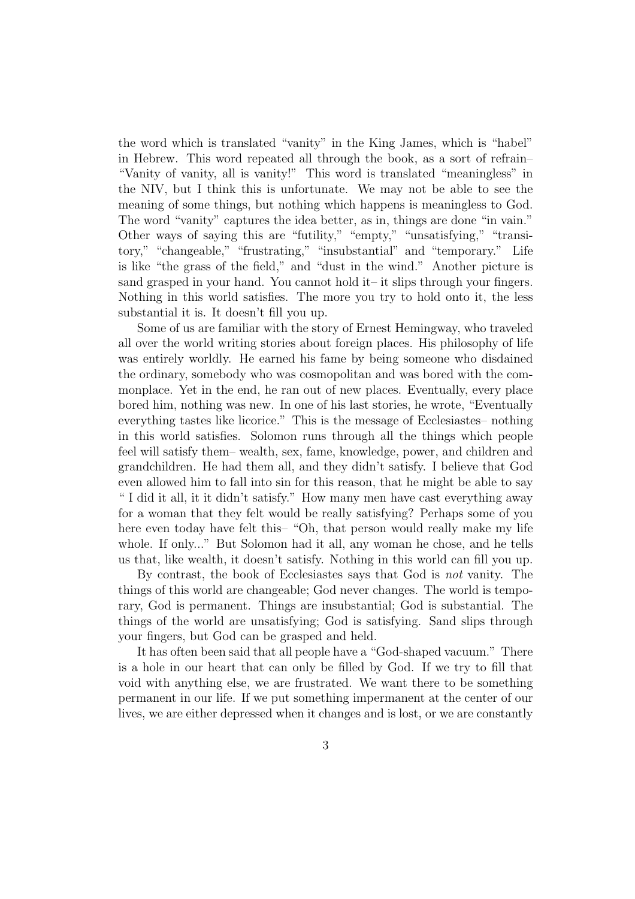the word which is translated "vanity" in the King James, which is "habel" in Hebrew. This word repeated all through the book, as a sort of refrain– "Vanity of vanity, all is vanity!" This word is translated "meaningless" in the NIV, but I think this is unfortunate. We may not be able to see the meaning of some things, but nothing which happens is meaningless to God. The word "vanity" captures the idea better, as in, things are done "in vain." Other ways of saying this are "futility," "empty," "unsatisfying," "transitory," "changeable," "frustrating," "insubstantial" and "temporary." Life is like "the grass of the field," and "dust in the wind." Another picture is sand grasped in your hand. You cannot hold it– it slips through your fingers. Nothing in this world satisfies. The more you try to hold onto it, the less substantial it is. It doesn't fill you up.

Some of us are familiar with the story of Ernest Hemingway, who traveled all over the world writing stories about foreign places. His philosophy of life was entirely worldly. He earned his fame by being someone who disdained the ordinary, somebody who was cosmopolitan and was bored with the commonplace. Yet in the end, he ran out of new places. Eventually, every place bored him, nothing was new. In one of his last stories, he wrote, "Eventually everything tastes like licorice." This is the message of Ecclesiastes– nothing in this world satisfies. Solomon runs through all the things which people feel will satisfy them– wealth, sex, fame, knowledge, power, and children and grandchildren. He had them all, and they didn't satisfy. I believe that God even allowed him to fall into sin for this reason, that he might be able to say " I did it all, it it didn't satisfy." How many men have cast everything away for a woman that they felt would be really satisfying? Perhaps some of you here even today have felt this– "Oh, that person would really make my life whole. If only..." But Solomon had it all, any woman he chose, and he tells us that, like wealth, it doesn't satisfy. Nothing in this world can fill you up.

By contrast, the book of Ecclesiastes says that God is *not* vanity. The things of this world are changeable; God never changes. The world is temporary, God is permanent. Things are insubstantial; God is substantial. The things of the world are unsatisfying; God is satisfying. Sand slips through your fingers, but God can be grasped and held.

It has often been said that all people have a "God-shaped vacuum." There is a hole in our heart that can only be filled by God. If we try to fill that void with anything else, we are frustrated. We want there to be something permanent in our life. If we put something impermanent at the center of our lives, we are either depressed when it changes and is lost, or we are constantly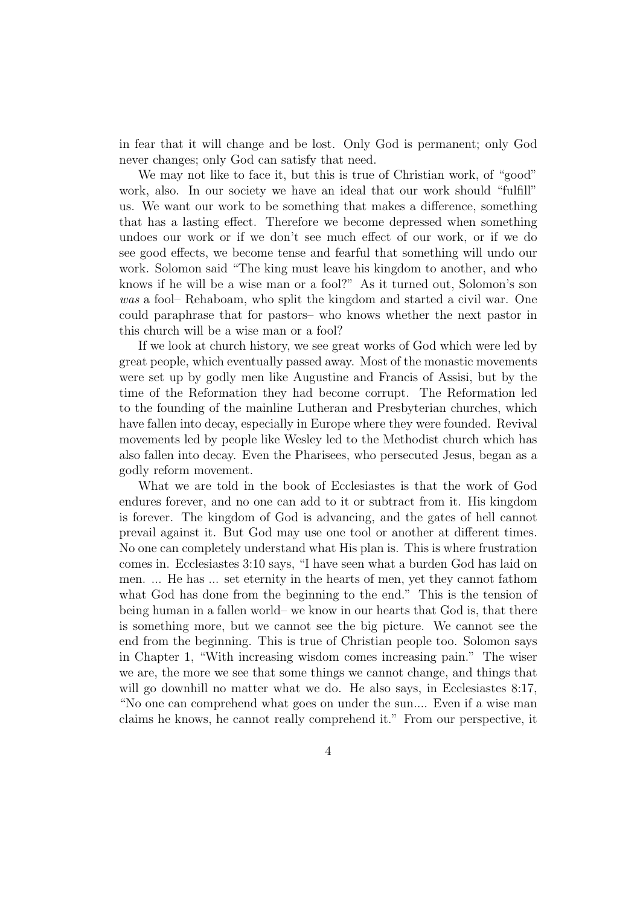in fear that it will change and be lost. Only God is permanent; only God never changes; only God can satisfy that need.

We may not like to face it, but this is true of Christian work, of "good" work, also. In our society we have an ideal that our work should "fulfill" us. We want our work to be something that makes a difference, something that has a lasting effect. Therefore we become depressed when something undoes our work or if we don't see much effect of our work, or if we do see good effects, we become tense and fearful that something will undo our work. Solomon said "The king must leave his kingdom to another, and who knows if he will be a wise man or a fool?" As it turned out, Solomon's son *was* a fool– Rehaboam, who split the kingdom and started a civil war. One could paraphrase that for pastors– who knows whether the next pastor in this church will be a wise man or a fool?

If we look at church history, we see great works of God which were led by great people, which eventually passed away. Most of the monastic movements were set up by godly men like Augustine and Francis of Assisi, but by the time of the Reformation they had become corrupt. The Reformation led to the founding of the mainline Lutheran and Presbyterian churches, which have fallen into decay, especially in Europe where they were founded. Revival movements led by people like Wesley led to the Methodist church which has also fallen into decay. Even the Pharisees, who persecuted Jesus, began as a godly reform movement.

What we are told in the book of Ecclesiastes is that the work of God endures forever, and no one can add to it or subtract from it. His kingdom is forever. The kingdom of God is advancing, and the gates of hell cannot prevail against it. But God may use one tool or another at different times. No one can completely understand what His plan is. This is where frustration comes in. Ecclesiastes 3:10 says, "I have seen what a burden God has laid on men. ... He has ... set eternity in the hearts of men, yet they cannot fathom what God has done from the beginning to the end." This is the tension of being human in a fallen world– we know in our hearts that God is, that there is something more, but we cannot see the big picture. We cannot see the end from the beginning. This is true of Christian people too. Solomon says in Chapter 1, "With increasing wisdom comes increasing pain." The wiser we are, the more we see that some things we cannot change, and things that will go downhill no matter what we do. He also says, in Ecclesiastes 8:17, "No one can comprehend what goes on under the sun.... Even if a wise man claims he knows, he cannot really comprehend it." From our perspective, it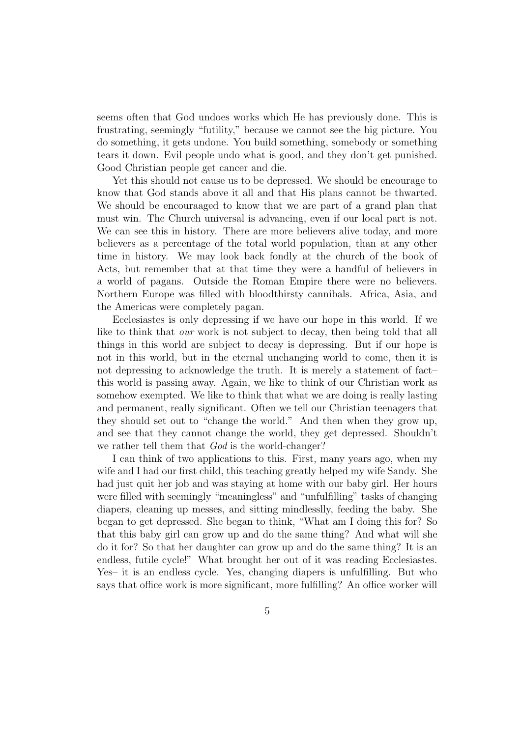seems often that God undoes works which He has previously done. This is frustrating, seemingly "futility," because we cannot see the big picture. You do something, it gets undone. You build something, somebody or something tears it down. Evil people undo what is good, and they don't get punished. Good Christian people get cancer and die.

Yet this should not cause us to be depressed. We should be encourage to know that God stands above it all and that His plans cannot be thwarted. We should be encouraaged to know that we are part of a grand plan that must win. The Church universal is advancing, even if our local part is not. We can see this in history. There are more believers alive today, and more believers as a percentage of the total world population, than at any other time in history. We may look back fondly at the church of the book of Acts, but remember that at that time they were a handful of believers in a world of pagans. Outside the Roman Empire there were no believers. Northern Europe was filled with bloodthirsty cannibals. Africa, Asia, and the Americas were completely pagan.

Ecclesiastes is only depressing if we have our hope in this world. If we like to think that *our* work is not subject to decay, then being told that all things in this world are subject to decay is depressing. But if our hope is not in this world, but in the eternal unchanging world to come, then it is not depressing to acknowledge the truth. It is merely a statement of fact– this world is passing away. Again, we like to think of our Christian work as somehow exempted. We like to think that what we are doing is really lasting and permanent, really significant. Often we tell our Christian teenagers that they should set out to "change the world." And then when they grow up, and see that they cannot change the world, they get depressed. Shouldn't we rather tell them that *God* is the world-changer?

I can think of two applications to this. First, many years ago, when my wife and I had our first child, this teaching greatly helped my wife Sandy. She had just quit her job and was staying at home with our baby girl. Her hours were filled with seemingly "meaningless" and "unfulfilling" tasks of changing diapers, cleaning up messes, and sitting mindlesslly, feeding the baby. She began to get depressed. She began to think, "What am I doing this for? So that this baby girl can grow up and do the same thing? And what will she do it for? So that her daughter can grow up and do the same thing? It is an endless, futile cycle!" What brought her out of it was reading Ecclesiastes. Yes– it is an endless cycle. Yes, changing diapers is unfulfilling. But who says that office work is more significant, more fulfilling? An office worker will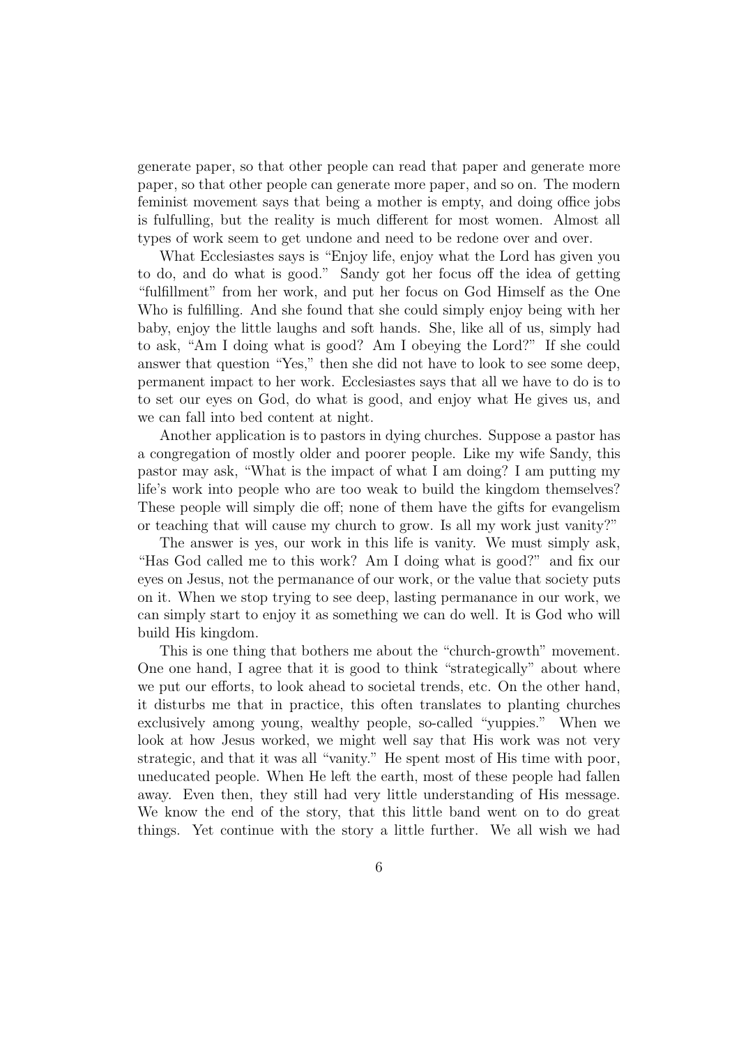generate paper, so that other people can read that paper and generate more paper, so that other people can generate more paper, and so on. The modern feminist movement says that being a mother is empty, and doing office jobs is fulfulling, but the reality is much different for most women. Almost all types of work seem to get undone and need to be redone over and over.

What Ecclesiastes says is "Enjoy life, enjoy what the Lord has given you to do, and do what is good." Sandy got her focus off the idea of getting "fulfillment" from her work, and put her focus on God Himself as the One Who is fulfilling. And she found that she could simply enjoy being with her baby, enjoy the little laughs and soft hands. She, like all of us, simply had to ask, "Am I doing what is good? Am I obeying the Lord?" If she could answer that question "Yes," then she did not have to look to see some deep, permanent impact to her work. Ecclesiastes says that all we have to do is to to set our eyes on God, do what is good, and enjoy what He gives us, and we can fall into bed content at night.

Another application is to pastors in dying churches. Suppose a pastor has a congregation of mostly older and poorer people. Like my wife Sandy, this pastor may ask, "What is the impact of what I am doing? I am putting my life's work into people who are too weak to build the kingdom themselves? These people will simply die off; none of them have the gifts for evangelism or teaching that will cause my church to grow. Is all my work just vanity?"

The answer is yes, our work in this life is vanity. We must simply ask, "Has God called me to this work? Am I doing what is good?" and fix our eyes on Jesus, not the permanance of our work, or the value that society puts on it. When we stop trying to see deep, lasting permanance in our work, we can simply start to enjoy it as something we can do well. It is God who will build His kingdom.

This is one thing that bothers me about the "church-growth" movement. One one hand, I agree that it is good to think "strategically" about where we put our efforts, to look ahead to societal trends, etc. On the other hand, it disturbs me that in practice, this often translates to planting churches exclusively among young, wealthy people, so-called "yuppies." When we look at how Jesus worked, we might well say that His work was not very strategic, and that it was all "vanity." He spent most of His time with poor, uneducated people. When He left the earth, most of these people had fallen away. Even then, they still had very little understanding of His message. We know the end of the story, that this little band went on to do great things. Yet continue with the story a little further. We all wish we had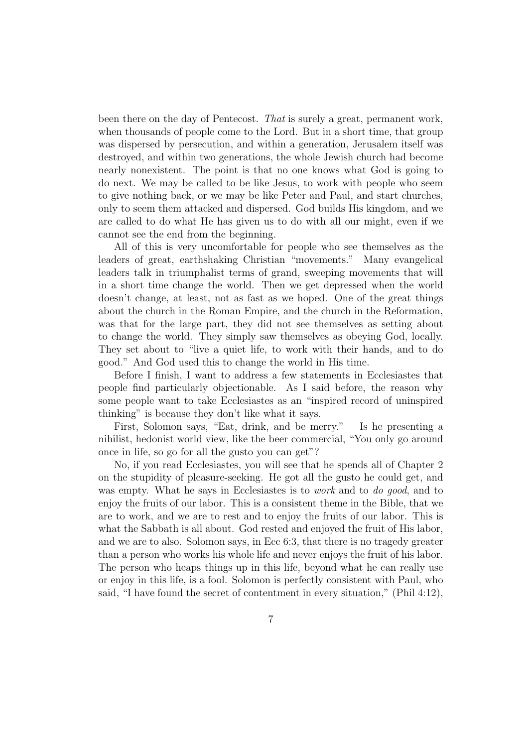been there on the day of Pentecost. *That* is surely a great, permanent work, when thousands of people come to the Lord. But in a short time, that group was dispersed by persecution, and within a generation, Jerusalem itself was destroyed, and within two generations, the whole Jewish church had become nearly nonexistent. The point is that no one knows what God is going to do next. We may be called to be like Jesus, to work with people who seem to give nothing back, or we may be like Peter and Paul, and start churches, only to seem them attacked and dispersed. God builds His kingdom, and we are called to do what He has given us to do with all our might, even if we cannot see the end from the beginning.

All of this is very uncomfortable for people who see themselves as the leaders of great, earthshaking Christian "movements." Many evangelical leaders talk in triumphalist terms of grand, sweeping movements that will in a short time change the world. Then we get depressed when the world doesn't change, at least, not as fast as we hoped. One of the great things about the church in the Roman Empire, and the church in the Reformation, was that for the large part, they did not see themselves as setting about to change the world. They simply saw themselves as obeying God, locally. They set about to "live a quiet life, to work with their hands, and to do good." And God used this to change the world in His time.

Before I finish, I want to address a few statements in Ecclesiastes that people find particularly objectionable. As I said before, the reason why some people want to take Ecclesiastes as an "inspired record of uninspired thinking" is because they don't like what it says.

First, Solomon says, "Eat, drink, and be merry." Is he presenting a nihilist, hedonist world view, like the beer commercial, "You only go around once in life, so go for all the gusto you can get"?

No, if you read Ecclesiastes, you will see that he spends all of Chapter 2 on the stupidity of pleasure-seeking. He got all the gusto he could get, and was empty. What he says in Ecclesiastes is to *work* and to *do good*, and to enjoy the fruits of our labor. This is a consistent theme in the Bible, that we are to work, and we are to rest and to enjoy the fruits of our labor. This is what the Sabbath is all about. God rested and enjoyed the fruit of His labor, and we are to also. Solomon says, in Ecc 6:3, that there is no tragedy greater than a person who works his whole life and never enjoys the fruit of his labor. The person who heaps things up in this life, beyond what he can really use or enjoy in this life, is a fool. Solomon is perfectly consistent with Paul, who said, "I have found the secret of contentment in every situation," (Phil 4:12),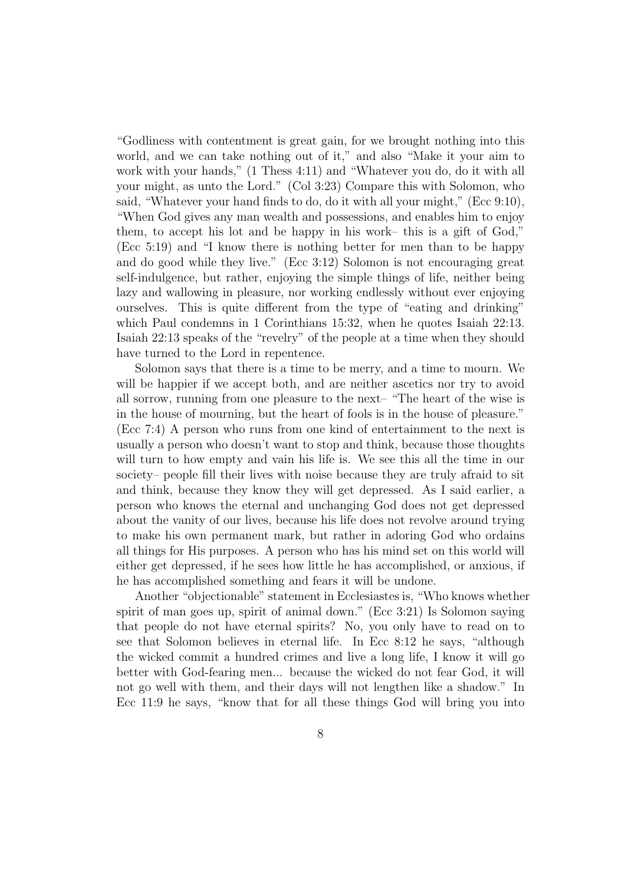"Godliness with contentment is great gain, for we brought nothing into this world, and we can take nothing out of it," and also "Make it your aim to work with your hands," (1 Thess 4:11) and "Whatever you do, do it with all your might, as unto the Lord." (Col 3:23) Compare this with Solomon, who said, "Whatever your hand finds to do, do it with all your might," (Ecc 9:10), "When God gives any man wealth and possessions, and enables him to enjoy them, to accept his lot and be happy in his work– this is a gift of God," (Ecc 5:19) and "I know there is nothing better for men than to be happy and do good while they live." (Ecc 3:12) Solomon is not encouraging great self-indulgence, but rather, enjoying the simple things of life, neither being lazy and wallowing in pleasure, nor working endlessly without ever enjoying ourselves. This is quite different from the type of "eating and drinking" which Paul condemns in 1 Corinthians 15:32, when he quotes Isaiah 22:13. Isaiah 22:13 speaks of the "revelry" of the people at a time when they should have turned to the Lord in repentence.

Solomon says that there is a time to be merry, and a time to mourn. We will be happier if we accept both, and are neither ascetics nor try to avoid all sorrow, running from one pleasure to the next– "The heart of the wise is in the house of mourning, but the heart of fools is in the house of pleasure." (Ecc 7:4) A person who runs from one kind of entertainment to the next is usually a person who doesn't want to stop and think, because those thoughts will turn to how empty and vain his life is. We see this all the time in our society– people fill their lives with noise because they are truly afraid to sit and think, because they know they will get depressed. As I said earlier, a person who knows the eternal and unchanging God does not get depressed about the vanity of our lives, because his life does not revolve around trying to make his own permanent mark, but rather in adoring God who ordains all things for His purposes. A person who has his mind set on this world will either get depressed, if he sees how little he has accomplished, or anxious, if he has accomplished something and fears it will be undone.

Another "objectionable" statement in Ecclesiastes is, "Who knows whether spirit of man goes up, spirit of animal down." (Ecc 3:21) Is Solomon saying that people do not have eternal spirits? No, you only have to read on to see that Solomon believes in eternal life. In Ecc 8:12 he says, "although the wicked commit a hundred crimes and live a long life, I know it will go better with God-fearing men... because the wicked do not fear God, it will not go well with them, and their days will not lengthen like a shadow." In Ecc 11:9 he says, "know that for all these things God will bring you into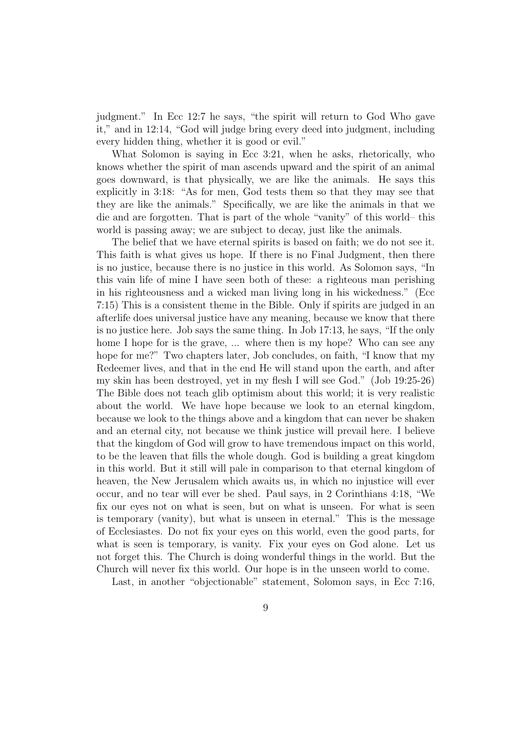judgment." In Ecc 12:7 he says, "the spirit will return to God Who gave it," and in 12:14, "God will judge bring every deed into judgment, including every hidden thing, whether it is good or evil."

What Solomon is saying in Ecc 3:21, when he asks, rhetorically, who knows whether the spirit of man ascends upward and the spirit of an animal goes downward, is that physically, we are like the animals. He says this explicitly in 3:18: "As for men, God tests them so that they may see that they are like the animals." Specifically, we are like the animals in that we die and are forgotten. That is part of the whole "vanity" of this world– this world is passing away; we are subject to decay, just like the animals.

The belief that we have eternal spirits is based on faith; we do not see it. This faith is what gives us hope. If there is no Final Judgment, then there is no justice, because there is no justice in this world. As Solomon says, "In this vain life of mine I have seen both of these: a righteous man perishing in his righteousness and a wicked man living long in his wickedness." (Ecc 7:15) This is a consistent theme in the Bible. Only if spirits are judged in an afterlife does universal justice have any meaning, because we know that there is no justice here. Job says the same thing. In Job 17:13, he says, "If the only home I hope for is the grave, ... where then is my hope? Who can see any hope for me?" Two chapters later, Job concludes, on faith, "I know that my Redeemer lives, and that in the end He will stand upon the earth, and after my skin has been destroyed, yet in my flesh I will see God." (Job 19:25-26) The Bible does not teach glib optimism about this world; it is very realistic about the world. We have hope because we look to an eternal kingdom, because we look to the things above and a kingdom that can never be shaken and an eternal city, not because we think justice will prevail here. I believe that the kingdom of God will grow to have tremendous impact on this world, to be the leaven that fills the whole dough. God is building a great kingdom in this world. But it still will pale in comparison to that eternal kingdom of heaven, the New Jerusalem which awaits us, in which no injustice will ever occur, and no tear will ever be shed. Paul says, in 2 Corinthians 4:18, "We fix our eyes not on what is seen, but on what is unseen. For what is seen is temporary (vanity), but what is unseen in eternal." This is the message of Ecclesiastes. Do not fix your eyes on this world, even the good parts, for what is seen is temporary, is vanity. Fix your eyes on God alone. Let us not forget this. The Church is doing wonderful things in the world. But the Church will never fix this world. Our hope is in the unseen world to come.

Last, in another "objectionable" statement, Solomon says, in Ecc 7:16,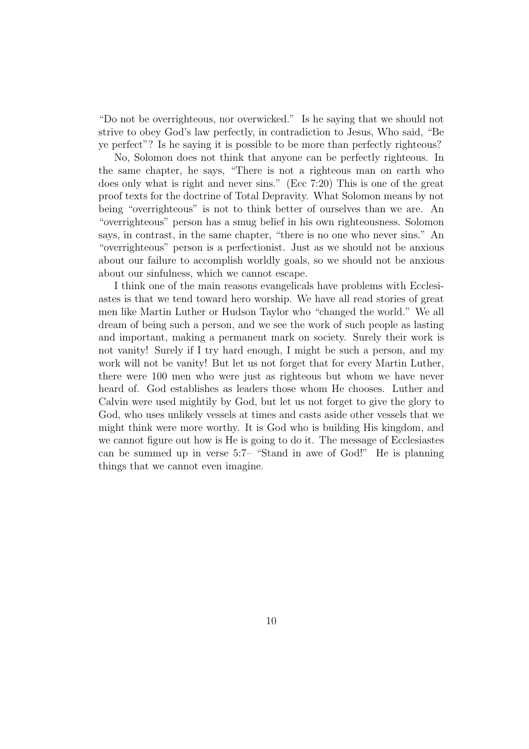"Do not be overrighteous, nor overwicked." Is he saying that we should not strive to obey God's law perfectly, in contradiction to Jesus, Who said, "Be ye perfect"? Is he saying it is possible to be more than perfectly righteous?

No, Solomon does not think that anyone can be perfectly righteous. In the same chapter, he says, "There is not a righteous man on earth who does only what is right and never sins." (Ecc 7:20) This is one of the great proof texts for the doctrine of Total Depravity. What Solomon means by not being "overrighteous" is not to think better of ourselves than we are. An "overrighteous" person has a smug belief in his own righteousness. Solomon says, in contrast, in the same chapter, "there is no one who never sins." An "overrighteous" person is a perfectionist. Just as we should not be anxious about our failure to accomplish worldly goals, so we should not be anxious about our sinfulness, which we cannot escape.

I think one of the main reasons evangelicals have problems with Ecclesiastes is that we tend toward hero worship. We have all read stories of great men like Martin Luther or Hudson Taylor who "changed the world." We all dream of being such a person, and we see the work of such people as lasting and important, making a permanent mark on society. Surely their work is not vanity! Surely if I try hard enough, I might be such a person, and my work will not be vanity! But let us not forget that for every Martin Luther, there were 100 men who were just as righteous but whom we have never heard of. God establishes as leaders those whom He chooses. Luther and Calvin were used mightily by God, but let us not forget to give the glory to God, who uses unlikely vessels at times and casts aside other vessels that we might think were more worthy. It is God who is building His kingdom, and we cannot figure out how is He is going to do it. The message of Ecclesiastes can be summed up in verse 5:7– "Stand in awe of God!" He is planning things that we cannot even imagine.